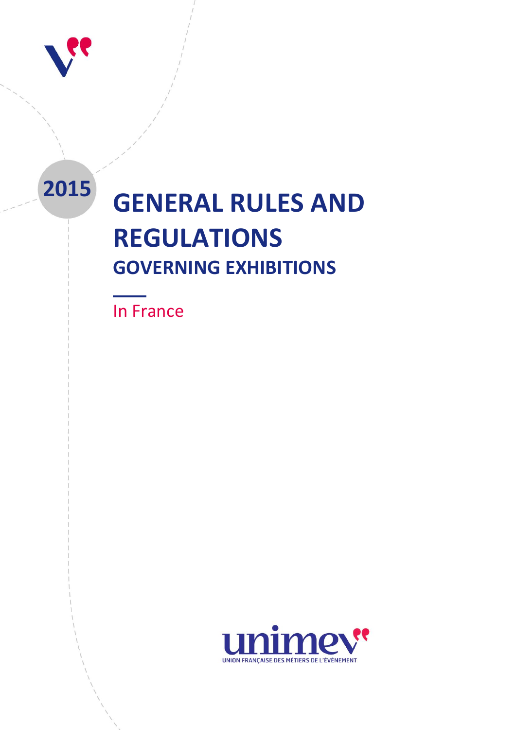2015

# GENERAL RULES AND REGULATIONS

## GOVERNING EXHIBITIONS

In France

unimev

UNION FRANÇAISE DES MÉTIERS DE L'ÉVÉNEMENT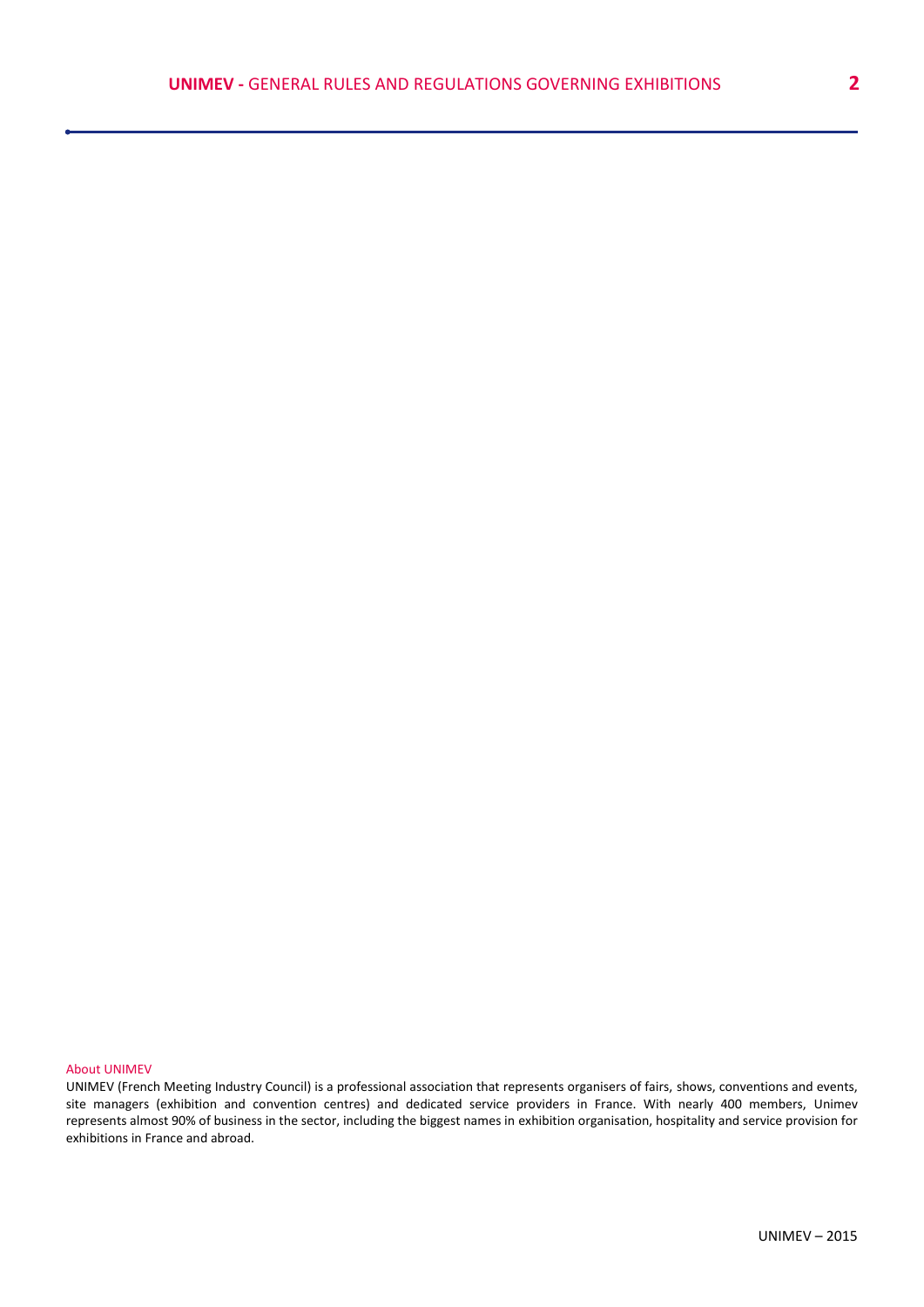About UNIMEV

UNIMEV (French Meeting Industry Council) is a professional association that represents organisers of fairs, shows, conventions and events, site managers (exhibition and convention centres) and dedicated service providers in France. With nearly 400 members, Unimev represents almost 90% of business in the sector, including the biggest names in exhibition organisation, hospitality and service provision for exhibitions in France and abroad.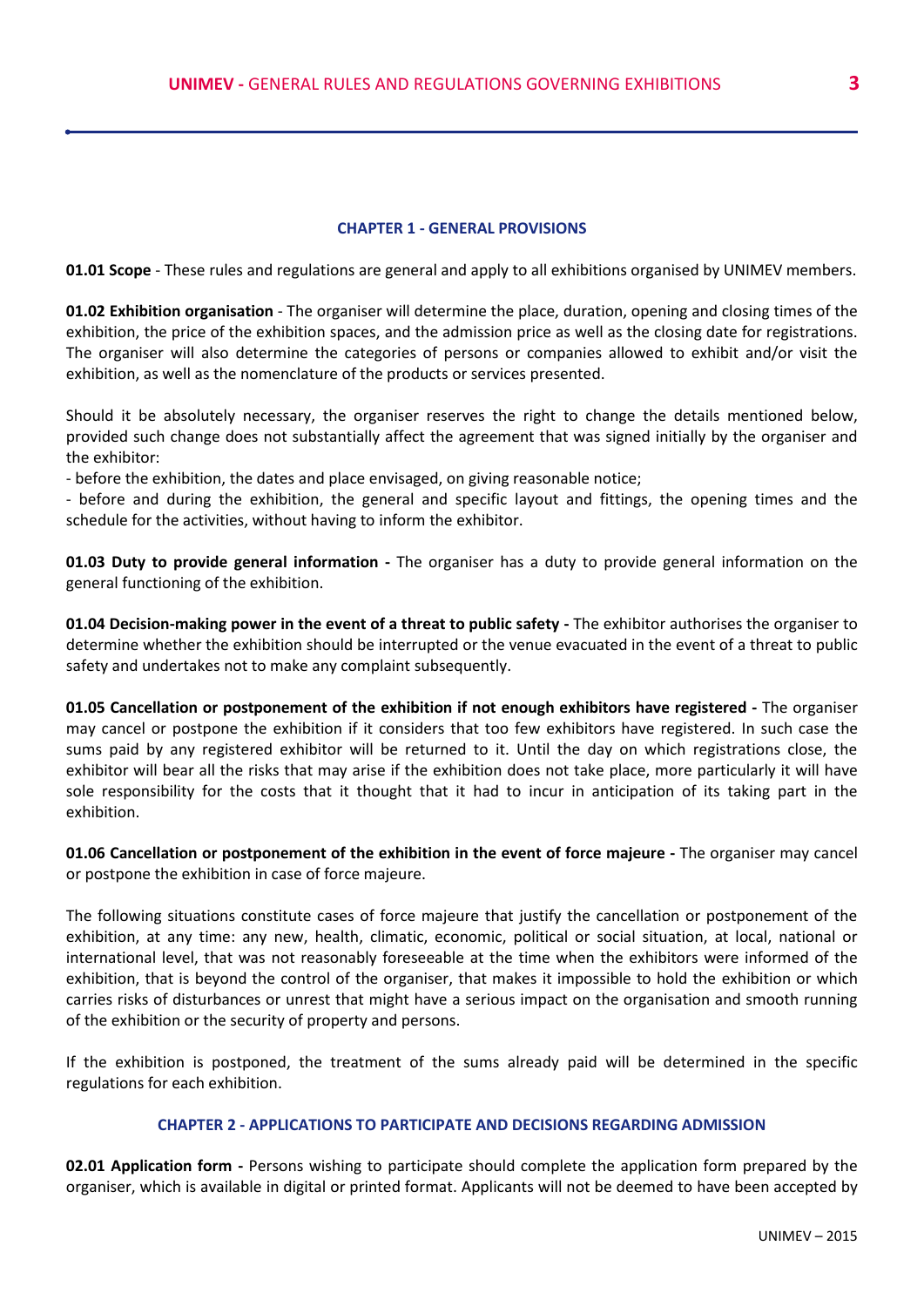## CHAPTER 1 - GENERAL PROVISIONS

**01.01 Scope** - These rules and regulations are general and apply to all exhibitions organised by UNIMEV members.

**01.02 Exhibition organisation** - The organiser will determine the place, duration, opening and closing times of the exhibition, the price of the exhibition spaces, and the admission price as well as the closing date for registrations. The organiser will also determine the categories of persons or companies allowed to exhibit and/or visit the exhibition, as well as the nomenclature of the products or services presented.

Should it be absolutely necessary, the organiser reserves the right to change the details mentioned below, provided such change does not substantially affect the agreement that was signed initially by the organiser and the exhibitor:

- before the exhibition, the dates and place envisaged, on giving reasonable notice;
- before and during the exhibition, the general and specific layout and fittings, the opening times and the schedule for the activities, without having to inform the exhibitor.

**01.03 Duty to provide general information -** The organiser has a duty to provide general information on the general functioning of the exhibition.

**01.04 Decision-making power in the event of a threat to public safety -** The exhibitor authorises the organiser to determine whether the exhibition should be interrupted or the venue evacuated in the event of a threat to public safety and undertakes not to make any complaint subsequently.

**01.05 Cancellation or postponement of the exhibition if not enough exhibitors have registered -** The organiser may cancel or postpone the exhibition if it considers that too few exhibitors have registered. In such case the sums paid by any registered exhibitor will be returned to it. Until the day on which registrations close, the exhibitor will bear all the risks that may arise if the exhibition does not take place, more particularly it will have sole responsibility for the costs that it thought that it had to incur in anticipation of its taking part in the exhibition.

**01.06 Cancellation or postponement of the exhibition in the event of force majeure -** The organiser may cancel or postpone the exhibition in case of force majeure.

The following situations constitute cases of force majeure that justify the cancellation or postponement of the exhibition, at any time: any new, health, climatic, economic, political or social situation, at local, national or international level, that was not reasonably foreseeable at the time when the exhibitors were informed of the exhibition, that is beyond the control of the organiser, that makes it impossible to hold the exhibition or which carries risks of disturbances or unrest that might have a serious impact on the organisation and smooth running of the exhibition or the security of property and persons.

If the exhibition is postponed, the treatment of the sums already paid will be determined in the specific regulations for each exhibition.

## CHAPTER 2 - APPLICATIONS TO PARTICIPATE AND DECISIONS REGARDING ADMISSION

**02.01 Application form -** Persons wishing to participate should complete the application form prepared by the organiser, which is available in digital or printed format. Applicants will not be deemed to have been accepted by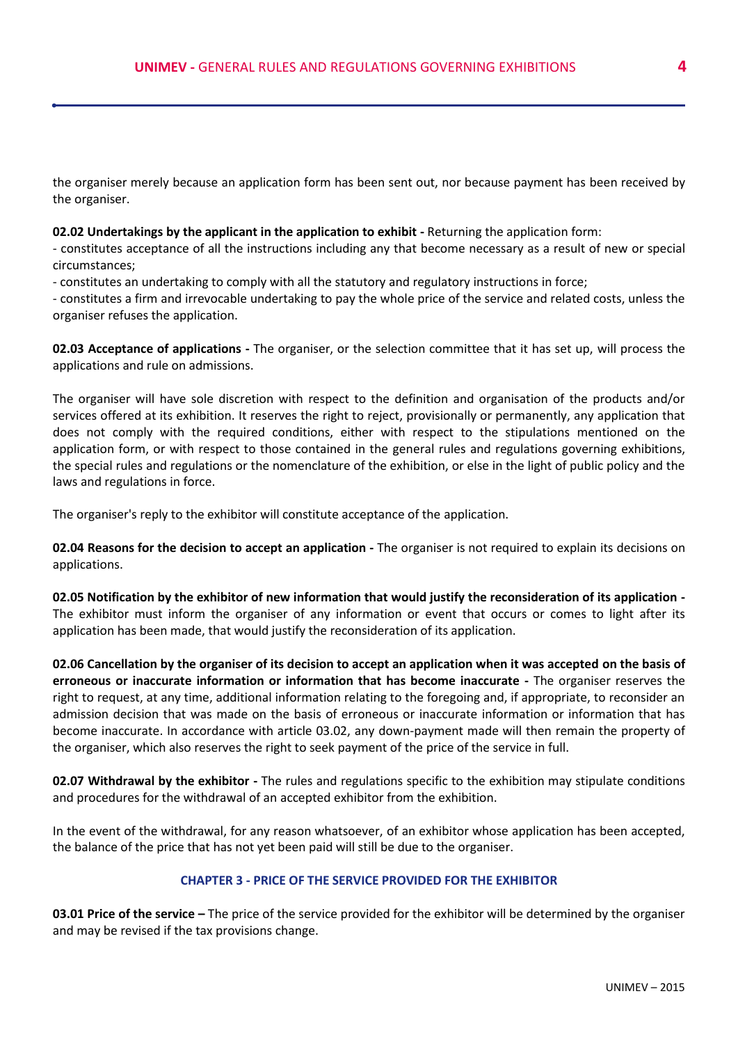the organiser merely because an application form has been sent out, nor because payment has been received by the organiser.

**02.02 Undertakings by the applicant in the application to exhibit -** Returning the application form:

- constitutes acceptance of all the instructions including any that become necessary as a result of new or special circumstances;
- constitutes an undertaking to comply with all the statutory and regulatory instructions in force;
- constitutes a firm and irrevocable undertaking to pay the whole price of the service and related costs, unless the organiser refuses the application.

**02.03 Acceptance of applications -** The organiser, or the selection committee that it has set up, will process the applications and rule on admissions.

The organiser will have sole discretion with respect to the definition and organisation of the products and/or services offered at its exhibition. It reserves the right to reject, provisionally or permanently, any application that does not comply with the required conditions, either with respect to the stipulations mentioned on the application form, or with respect to those contained in the general rules and regulations governing exhibitions, the special rules and regulations or the nomenclature of the exhibition, or else in the light of public policy and the laws and regulations in force.

The organiser's reply to the exhibitor will constitute acceptance of the application.

**02.04 Reasons for the decision to accept an application -** The organiser is not required to explain its decisions on applications.

**02.05 Notification by the exhibitor of new information that would justify the reconsideration of its application -** The exhibitor must inform the organiser of any information or event that occurs or comes to light after its application has been made, that would justify the reconsideration of its application.

**02.06 Cancellation by the organiser of its decision to accept an application when it was accepted on the basis of erroneous or inaccurate information or information that has become inaccurate -** The organiser reserves the right to request, at any time, additional information relating to the foregoing and, if appropriate, to reconsider an admission decision that was made on the basis of erroneous or inaccurate information or information that has become inaccurate. In accordance with article 03.02, any down-payment made will then remain the property of the organiser, which also reserves the right to seek payment of the price of the service in full.

**02.07 Withdrawal by the exhibitor -** The rules and regulations specific to the exhibition may stipulate conditions and procedures for the withdrawal of an accepted exhibitor from the exhibition.

In the event of the withdrawal, for any reason whatsoever, of an exhibitor whose application has been accepted, the balance of the price that has not yet been paid will still be due to the organiser.

## CHAPTER 3 - PRICE OF THE SERVICE PROVIDED FOR THE EXHIBITOR

**03.01 Price of the service –** The price of the service provided for the exhibitor will be determined by the organiser and may be revised if the tax provisions change.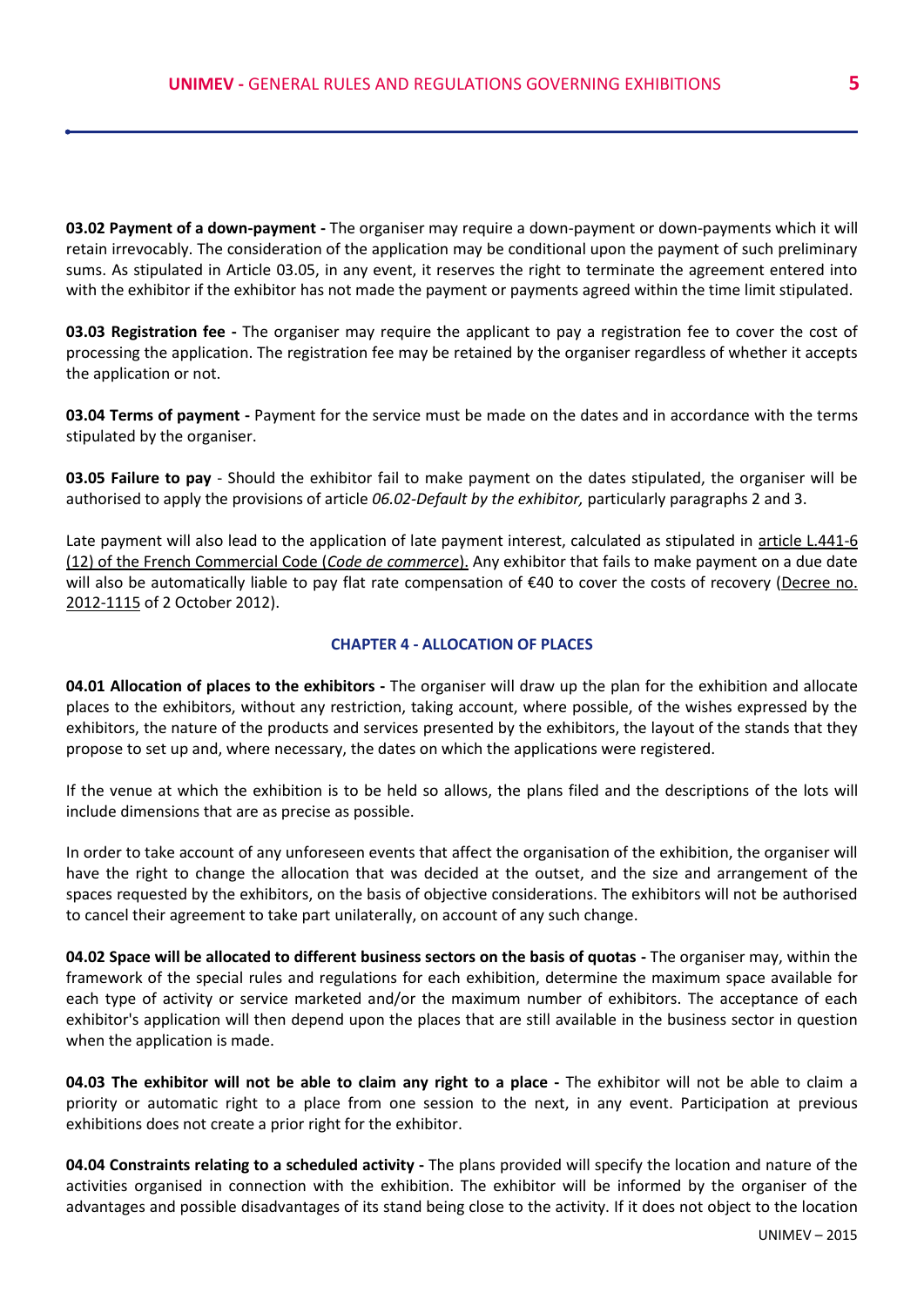**03.02 Payment of a down-payment -** The organiser may require a down-payment or down-payments which it will retain irrevocably. The consideration of the application may be conditional upon the payment of such preliminary sums. As stipulated in Article 03.05, in any event, it reserves the right to terminate the agreement entered into with the exhibitor if the exhibitor has not made the payment or payments agreed within the time limit stipulated.

**03.03 Registration fee -** The organiser may require the applicant to pay a registration fee to cover the cost of processing the application. The registration fee may be retained by the organiser regardless of whether it accepts the application or not.

**03.04 Terms of payment -** Payment for the service must be made on the dates and in accordance with the terms stipulated by the organiser.

**03.05 Failure to pay** - Should the exhibitor fail to make payment on the dates stipulated, the organiser will be authorised to apply the provisions of article *06.02-Default by the exhibitor,* particularly paragraphs 2 and 3.

Late payment will also lead to the application of late payment interest, calculated as stipulated in article L.441-6 (12) of the French Commercial Code (*Code de commerce*). Any exhibitor that fails to make payment on a due date will also be automatically liable to pay flat rate compensation of €40 to cover the costs of recovery (Decree no. 2012-1115 of 2 October 2012).

## CHAPTER 4 - ALLOCATION OF PLACES

**04.01 Allocation of places to the exhibitors -** The organiser will draw up the plan for the exhibition and allocate places to the exhibitors, without any restriction, taking account, where possible, of the wishes expressed by the exhibitors, the nature of the products and services presented by the exhibitors, the layout of the stands that they propose to set up and, where necessary, the dates on which the applications were registered.

If the venue at which the exhibition is to be held so allows, the plans filed and the descriptions of the lots will include dimensions that are as precise as possible.

In order to take account of any unforeseen events that affect the organisation of the exhibition, the organiser will have the right to change the allocation that was decided at the outset, and the size and arrangement of the spaces requested by the exhibitors, on the basis of objective considerations. The exhibitors will not be authorised to cancel their agreement to take part unilaterally, on account of any such change.

**04.02 Space will be allocated to different business sectors on the basis of quotas -** The organiser may, within the framework of the special rules and regulations for each exhibition, determine the maximum space available for each type of activity or service marketed and/or the maximum number of exhibitors. The acceptance of each exhibitor's application will then depend upon the places that are still available in the business sector in question when the application is made.

**04.03 The exhibitor will not be able to claim any right to a place -** The exhibitor will not be able to claim a priority or automatic right to a place from one session to the next, in any event. Participation at previous exhibitions does not create a prior right for the exhibitor.

**04.04 Constraints relating to a scheduled activity -** The plans provided will specify the location and nature of the activities organised in connection with the exhibition. The exhibitor will be informed by the organiser of the advantages and possible disadvantages of its stand being close to the activity. If it does not object to the location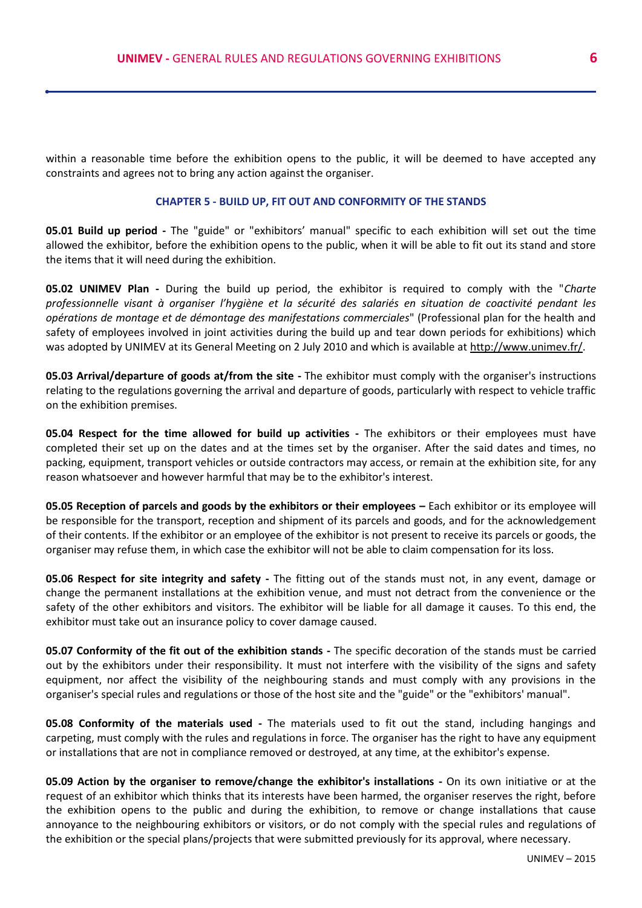within a reasonable time before the exhibition opens to the public, it will be deemed to have accepted any constraints and agrees not to bring any action against the organiser.

## CHAPTER 5 - BUILD UP, FIT OUT AND CONFORMITY OF THE STANDS

**05.01 Build up period -** The "guide" or "exhibitors' manual" specific to each exhibition will set out the time allowed the exhibitor, before the exhibition opens to the public, when it will be able to fit out its stand and store the items that it will need during the exhibition.

**05.02 UNIMEV Plan -** During the build up period, the exhibitor is required to comply with the "*Charte professionnelle visant à organiser l'hygiène et la sécurité des salariés en situation de coactivité pendant les opérations de montage et de démontage des manifestations commerciales*" (Professional plan for the health and safety of employees involved in joint activities during the build up and tear down periods for exhibitions) which was adopted by UNIMEV at its General Meeting on 2 July 2010 and which is available at http://www.unimev.fr/.

**05.03 Arrival/departure of goods at/from the site -** The exhibitor must comply with the organiser's instructions relating to the regulations governing the arrival and departure of goods, particularly with respect to vehicle traffic on the exhibition premises.

**05.04 Respect for the time allowed for build up activities -** The exhibitors or their employees must have completed their set up on the dates and at the times set by the organiser. After the said dates and times, no packing, equipment, transport vehicles or outside contractors may access, or remain at the exhibition site, for any reason whatsoever and however harmful that may be to the exhibitor's interest.

**05.05 Reception of parcels and goods by the exhibitors or their employees –** Each exhibitor or its employee will be responsible for the transport, reception and shipment of its parcels and goods, and for the acknowledgement of their contents. If the exhibitor or an employee of the exhibitor is not present to receive its parcels or goods, the organiser may refuse them, in which case the exhibitor will not be able to claim compensation for its loss.

**05.06 Respect for site integrity and safety -** The fitting out of the stands must not, in any event, damage or change the permanent installations at the exhibition venue, and must not detract from the convenience or the safety of the other exhibitors and visitors. The exhibitor will be liable for all damage it causes. To this end, the exhibitor must take out an insurance policy to cover damage caused.

**05.07 Conformity of the fit out of the exhibition stands -** The specific decoration of the stands must be carried out by the exhibitors under their responsibility. It must not interfere with the visibility of the signs and safety equipment, nor affect the visibility of the neighbouring stands and must comply with any provisions in the organiser's special rules and regulations or those of the host site and the "guide" or the "exhibitors' manual".

**05.08 Conformity of the materials used -** The materials used to fit out the stand, including hangings and carpeting, must comply with the rules and regulations in force. The organiser has the right to have any equipment or installations that are not in compliance removed or destroyed, at any time, at the exhibitor's expense.

**05.09 Action by the organiser to remove/change the exhibitor's installations -** On its own initiative or at the request of an exhibitor which thinks that its interests have been harmed, the organiser reserves the right, before the exhibition opens to the public and during the exhibition, to remove or change installations that cause annoyance to the neighbouring exhibitors or visitors, or do not comply with the special rules and regulations of the exhibition or the special plans/projects that were submitted previously for its approval, where necessary.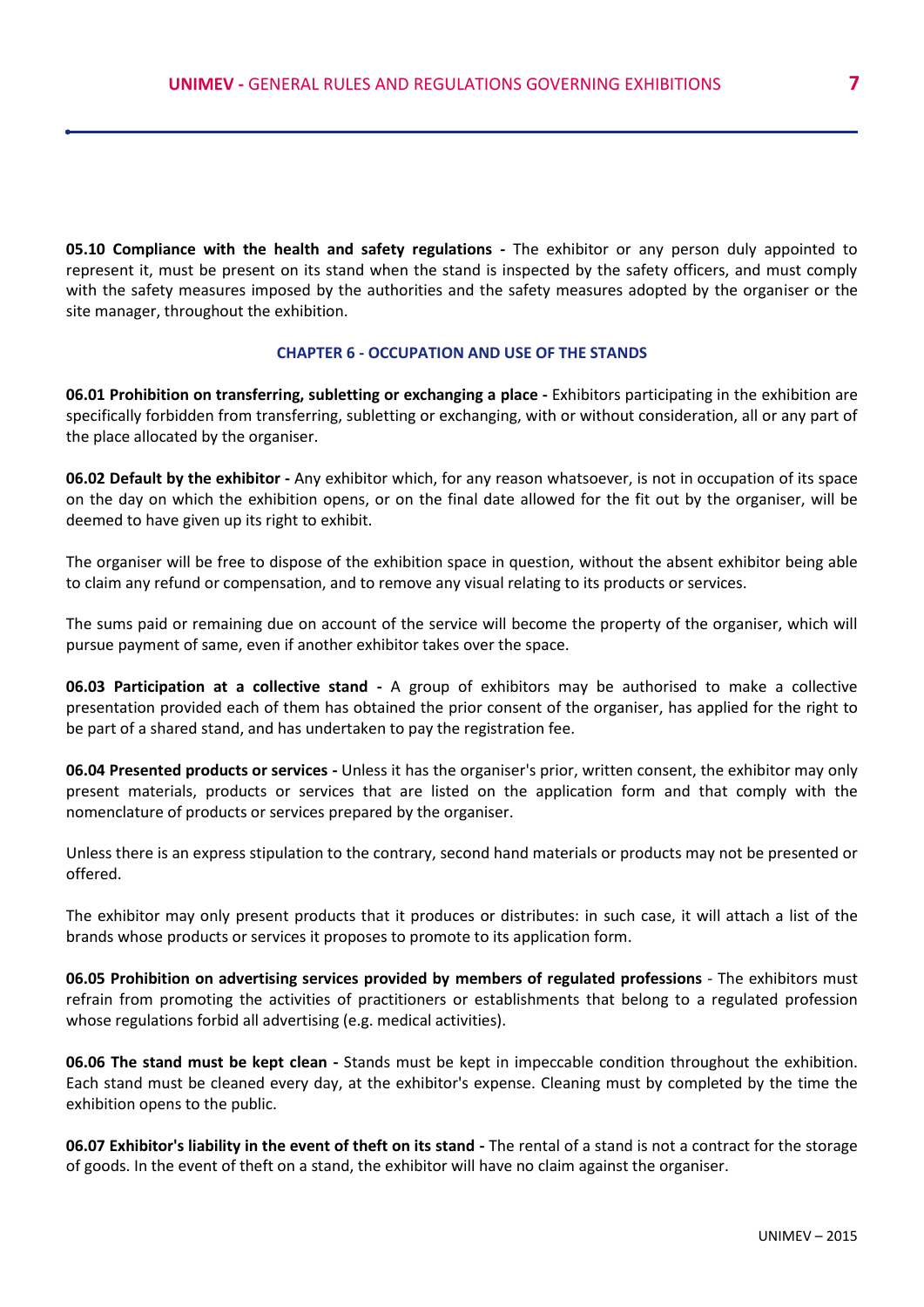**05.10 Compliance with the health and safety regulations -** The exhibitor or any person duly appointed to represent it, must be present on its stand when the stand is inspected by the safety officers, and must comply with the safety measures imposed by the authorities and the safety measures adopted by the organiser or the site manager, throughout the exhibition.

## CHAPTER 6 - OCCUPATION AND USE OF THE STANDS

**06.01 Prohibition on transferring, subletting or exchanging a place -** Exhibitors participating in the exhibition are specifically forbidden from transferring, subletting or exchanging, with or without consideration, all or any part of the place allocated by the organiser.

**06.02 Default by the exhibitor -** Any exhibitor which, for any reason whatsoever, is not in occupation of its space on the day on which the exhibition opens, or on the final date allowed for the fit out by the organiser, will be deemed to have given up its right to exhibit.

The organiser will be free to dispose of the exhibition space in question, without the absent exhibitor being able to claim any refund or compensation, and to remove any visual relating to its products or services.

The sums paid or remaining due on account of the service will become the property of the organiser, which will pursue payment of same, even if another exhibitor takes over the space.

**06.03 Participation at a collective stand -** A group of exhibitors may be authorised to make a collective presentation provided each of them has obtained the prior consent of the organiser, has applied for the right to be part of a shared stand, and has undertaken to pay the registration fee.

**06.04 Presented products or services -** Unless it has the organiser's prior, written consent, the exhibitor may only present materials, products or services that are listed on the application form and that comply with the nomenclature of products or services prepared by the organiser.

Unless there is an express stipulation to the contrary, second hand materials or products may not be presented or offered.

The exhibitor may only present products that it produces or distributes: in such case, it will attach a list of the brands whose products or services it proposes to promote to its application form.

**06.05 Prohibition on advertising services provided by members of regulated professions** - The exhibitors must refrain from promoting the activities of practitioners or establishments that belong to a regulated profession whose regulations forbid all advertising (e.g. medical activities).

**06.06 The stand must be kept clean -** Stands must be kept in impeccable condition throughout the exhibition. Each stand must be cleaned every day, at the exhibitor's expense. Cleaning must by completed by the time the exhibition opens to the public.

**06.07 Exhibitor's liability in the event of theft on its stand -** The rental of a stand is not a contract for the storage of goods. In the event of theft on a stand, the exhibitor will have no claim against the organiser.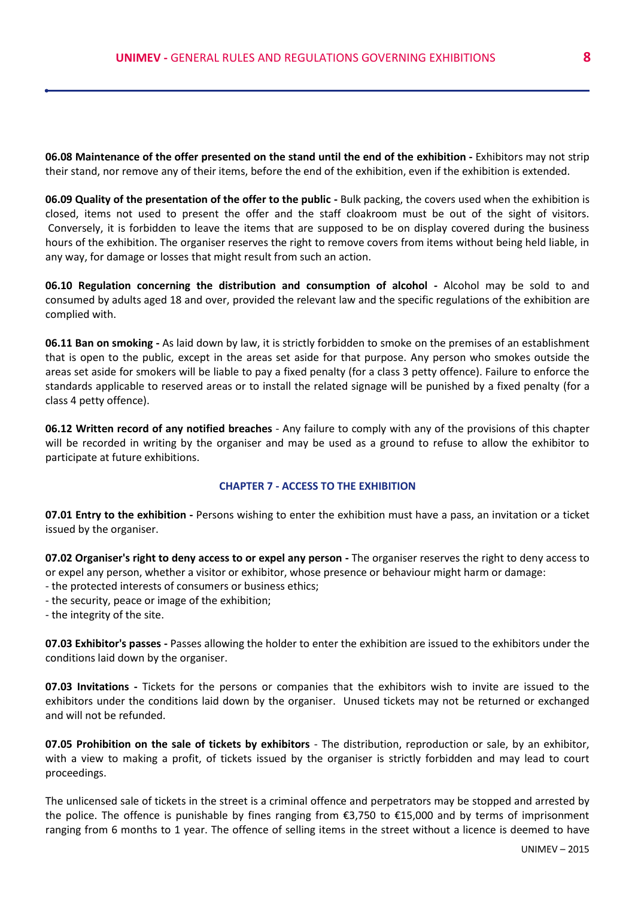**06.08 Maintenance of the offer presented on the stand until the end of the exhibition -** Exhibitors may not strip their stand, nor remove any of their items, before the end of the exhibition, even if the exhibition is extended.

**06.09 Quality of the presentation of the offer to the public -** Bulk packing, the covers used when the exhibition is closed, items not used to present the offer and the staff cloakroom must be out of the sight of visitors. Conversely, it is forbidden to leave the items that are supposed to be on display covered during the business hours of the exhibition. The organiser reserves the right to remove covers from items without being held liable, in any way, for damage or losses that might result from such an action.

**06.10 Regulation concerning the distribution and consumption of alcohol -** Alcohol may be sold to and consumed by adults aged 18 and over, provided the relevant law and the specific regulations of the exhibition are complied with.

**06.11 Ban on smoking -** As laid down by law, it is strictly forbidden to smoke on the premises of an establishment that is open to the public, except in the areas set aside for that purpose. Any person who smokes outside the areas set aside for smokers will be liable to pay a fixed penalty (for a class 3 petty offence). Failure to enforce the standards applicable to reserved areas or to install the related signage will be punished by a fixed penalty (for a class 4 petty offence).

**06.12 Written record of any notified breaches** - Any failure to comply with any of the provisions of this chapter will be recorded in writing by the organiser and may be used as a ground to refuse to allow the exhibitor to participate at future exhibitions.

## CHAPTER 7 - ACCESS TO THE EXHIBITION

**07.01 Entry to the exhibition -** Persons wishing to enter the exhibition must have a pass, an invitation or a ticket issued by the organiser.

**07.02 Organiser's right to deny access to or expel any person -** The organiser reserves the right to deny access to or expel any person, whether a visitor or exhibitor, whose presence or behaviour might harm or damage:

- the protected interests of consumers or business ethics;
- the security, peace or image of the exhibition;
- the integrity of the site.

**07.03 Exhibitor's passes -** Passes allowing the holder to enter the exhibition are issued to the exhibitors under the conditions laid down by the organiser.

**07.03 Invitations -** Tickets for the persons or companies that the exhibitors wish to invite are issued to the exhibitors under the conditions laid down by the organiser. Unused tickets may not be returned or exchanged and will not be refunded.

**07.05 Prohibition on the sale of tickets by exhibitors** - The distribution, reproduction or sale, by an exhibitor, with a view to making a profit, of tickets issued by the organiser is strictly forbidden and may lead to court proceedings.

The unlicensed sale of tickets in the street is a criminal offence and perpetrators may be stopped and arrested by the police. The offence is punishable by fines ranging from €3,750 to €15,000 and by terms of imprisonment ranging from 6 months to 1 year. The offence of selling items in the street without a licence is deemed to have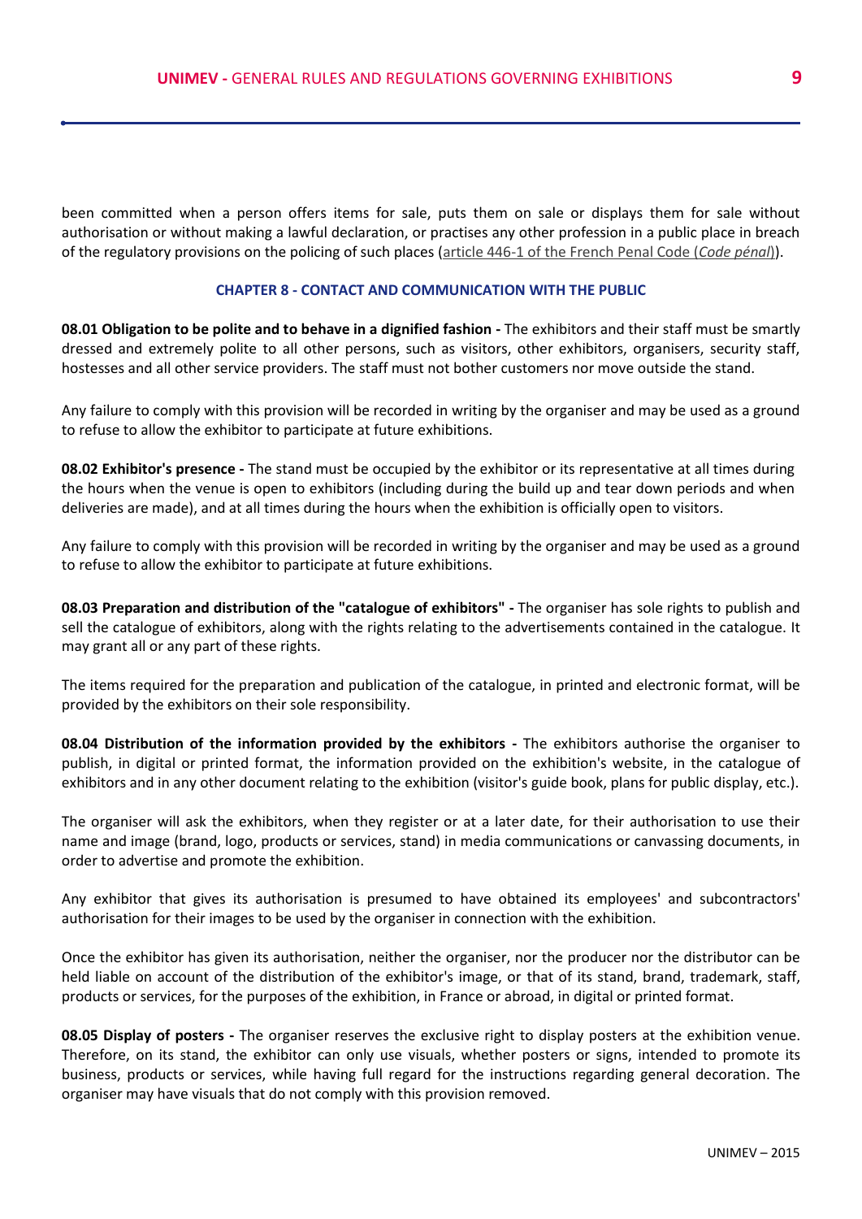been committed when a person offers items for sale, puts them on sale or displays them for sale without authorisation or without making a lawful declaration, or practises any other profession in a public place in breach of the regulatory provisions on the policing of such places (article 446-1 of the French Penal Code (*Code pénal*)).

## CHAPTER 8 - CONTACT AND COMMUNICATION WITH THE PUBLIC

**08.01 Obligation to be polite and to behave in a dignified fashion -** The exhibitors and their staff must be smartly dressed and extremely polite to all other persons, such as visitors, other exhibitors, organisers, security staff, hostesses and all other service providers. The staff must not bother customers nor move outside the stand.

Any failure to comply with this provision will be recorded in writing by the organiser and may be used as a ground to refuse to allow the exhibitor to participate at future exhibitions.

**08.02 Exhibitor's presence -** The stand must be occupied by the exhibitor or its representative at all times during the hours when the venue is open to exhibitors (including during the build up and tear down periods and when deliveries are made), and at all times during the hours when the exhibition is officially open to visitors.

Any failure to comply with this provision will be recorded in writing by the organiser and may be used as a ground to refuse to allow the exhibitor to participate at future exhibitions.

**08.03 Preparation and distribution of the "catalogue of exhibitors" -** The organiser has sole rights to publish and sell the catalogue of exhibitors, along with the rights relating to the advertisements contained in the catalogue. It may grant all or any part of these rights.

The items required for the preparation and publication of the catalogue, in printed and electronic format, will be provided by the exhibitors on their sole responsibility.

**08.04 Distribution of the information provided by the exhibitors -** The exhibitors authorise the organiser to publish, in digital or printed format, the information provided on the exhibition's website, in the catalogue of exhibitors and in any other document relating to the exhibition (visitor's guide book, plans for public display, etc.).

The organiser will ask the exhibitors, when they register or at a later date, for their authorisation to use their name and image (brand, logo, products or services, stand) in media communications or canvassing documents, in order to advertise and promote the exhibition.

Any exhibitor that gives its authorisation is presumed to have obtained its employees' and subcontractors' authorisation for their images to be used by the organiser in connection with the exhibition.

Once the exhibitor has given its authorisation, neither the organiser, nor the producer nor the distributor can be held liable on account of the distribution of the exhibitor's image, or that of its stand, brand, trademark, staff, products or services, for the purposes of the exhibition, in France or abroad, in digital or printed format.

**08.05 Display of posters -** The organiser reserves the exclusive right to display posters at the exhibition venue. Therefore, on its stand, the exhibitor can only use visuals, whether posters or signs, intended to promote its business, products or services, while having full regard for the instructions regarding general decoration. The organiser may have visuals that do not comply with this provision removed.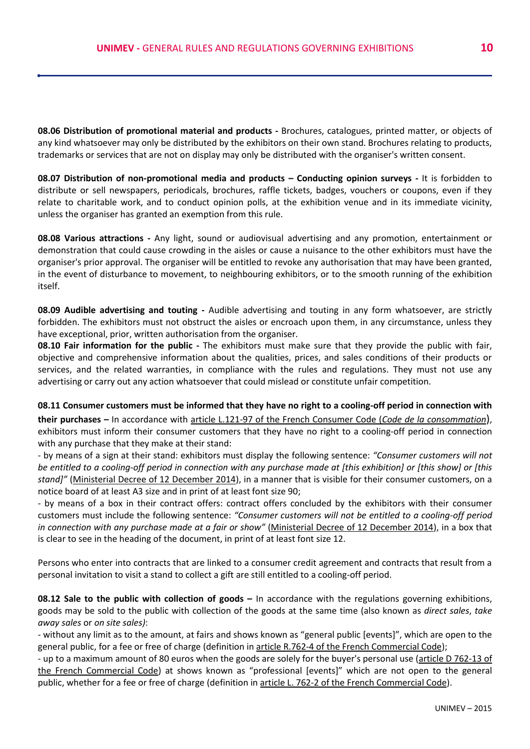**08.06 Distribution of promotional material and products -** Brochures, catalogues, printed matter, or objects of any kind whatsoever may only be distributed by the exhibitors on their own stand. Brochures relating to products, trademarks or services that are not on display may only be distributed with the organiser's written consent.

**08.07 Distribution of non-promotional media and products – Conducting opinion surveys -** It is forbidden to distribute or sell newspapers, periodicals, brochures, raffle tickets, badges, vouchers or coupons, even if they relate to charitable work, and to conduct opinion polls, at the exhibition venue and in its immediate vicinity, unless the organiser has granted an exemption from this rule.

**08.08 Various attractions -** Any light, sound or audiovisual advertising and any promotion, entertainment or demonstration that could cause crowding in the aisles or cause a nuisance to the other exhibitors must have the organiser's prior approval. The organiser will be entitled to revoke any authorisation that may have been granted, in the event of disturbance to movement, to neighbouring exhibitors, or to the smooth running of the exhibition itself.

**08.09 Audible advertising and touting -** Audible advertising and touting in any form whatsoever, are strictly forbidden. The exhibitors must not obstruct the aisles or encroach upon them, in any circumstance, unless they have exceptional, prior, written authorisation from the organiser.

**08.10 Fair information for the public -** The exhibitors must make sure that they provide the public with fair, objective and comprehensive information about the qualities, prices, and sales conditions of their products or services, and the related warranties, in compliance with the rules and regulations. They must not use any advertising or carry out any action whatsoever that could mislead or constitute unfair competition.

**08.11 Consumer customers must be informed that they have no right to a cooling-off period in connection with their purchases –** In accordance with article L.121-97 of the French Consumer Code (*Code de la consommation*), exhibitors must inform their consumer customers that they have no right to a cooling-off period in connection with any purchase that they make at their stand:

- by means of a sign at their stand: exhibitors must display the following sentence: *"Consumer customers will not be entitled to a cooling-off period in connection with any purchase made at [this exhibition] or [this show] or [this stand]"* (Ministerial Decree of 12 December 2014), in a manner that is visible for their consumer customers, on a notice board of at least A3 size and in print of at least font size 90;
- by means of a box in their contract offers: contract offers concluded by the exhibitors with their consumer customers must include the following sentence: *"Consumer customers will not be entitled to a cooling-off period in connection with any purchase made at a fair or show"* (Ministerial Decree of 12 December 2014), in a box that is clear to see in the heading of the document, in print of at least font size 12.

Persons who enter into contracts that are linked to a consumer credit agreement and contracts that result from a personal invitation to visit a stand to collect a gift are still entitled to a cooling-off period.

**08.12 Sale to the public with collection of goods –** In accordance with the regulations governing exhibitions, goods may be sold to the public with collection of the goods at the same time (also known as *direct sales*, *take away sales* or *on site sales)*:

- without any limit as to the amount, at fairs and shows known as "general public [events]", which are open to the general public, for a fee or free of charge (definition in article R.762-4 of the French Commercial Code);
- up to a maximum amount of 80 euros when the goods are solely for the buyer's personal use (article D 762-13 of the French Commercial Code) at shows known as "professional [events]" which are not open to the general public, whether for a fee or free of charge (definition in article L. 762-2 of the French Commercial Code).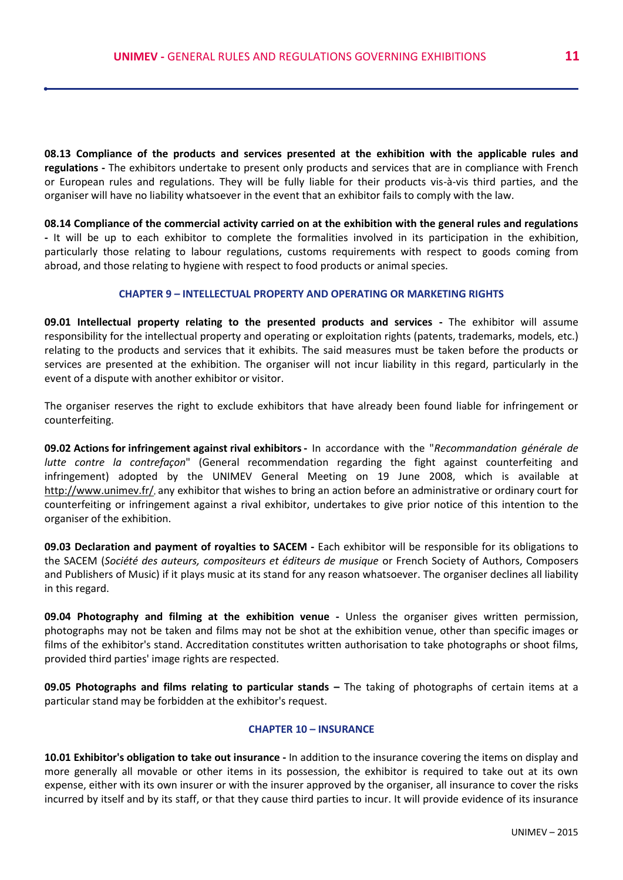**08.13 Compliance of the products and services presented at the exhibition with the applicable rules and regulations -** The exhibitors undertake to present only products and services that are in compliance with French or European rules and regulations. They will be fully liable for their products vis-à-vis third parties, and the organiser will have no liability whatsoever in the event that an exhibitor fails to comply with the law.

**08.14 Compliance of the commercial activity carried on at the exhibition with the general rules and regulations -** It will be up to each exhibitor to complete the formalities involved in its participation in the exhibition, particularly those relating to labour regulations, customs requirements with respect to goods coming from abroad, and those relating to hygiene with respect to food products or animal species.

## CHAPTER 9 – INTELLECTUAL PROPERTY AND OPERATING OR MARKETING RIGHTS

**09.01 Intellectual property relating to the presented products and services -** The exhibitor will assume responsibility for the intellectual property and operating or exploitation rights (patents, trademarks, models, etc.) relating to the products and services that it exhibits. The said measures must be taken before the products or services are presented at the exhibition. The organiser will not incur liability in this regard, particularly in the event of a dispute with another exhibitor or visitor.

The organiser reserves the right to exclude exhibitors that have already been found liable for infringement or counterfeiting.

**09.02 Actions for infringement against rival exhibitors -** In accordance with the "*Recommandation générale de lutte contre la contrefaçon*" (General recommendation regarding the fight against counterfeiting and infringement) adopted by the UNIMEV General Meeting on 19 June 2008, which is available at http://www.unimev.fr/, any exhibitor that wishes to bring an action before an administrative or ordinary court for counterfeiting or infringement against a rival exhibitor, undertakes to give prior notice of this intention to the organiser of the exhibition.

**09.03 Declaration and payment of royalties to SACEM -** Each exhibitor will be responsible for its obligations to the SACEM (*Société des auteurs, compositeurs et éditeurs de musique* or French Society of Authors, Composers and Publishers of Music) if it plays music at its stand for any reason whatsoever. The organiser declines all liability in this regard.

**09.04 Photography and filming at the exhibition venue -** Unless the organiser gives written permission, photographs may not be taken and films may not be shot at the exhibition venue, other than specific images or films of the exhibitor's stand. Accreditation constitutes written authorisation to take photographs or shoot films, provided third parties' image rights are respected.

**09.05 Photographs and films relating to particular stands –** The taking of photographs of certain items at a particular stand may be forbidden at the exhibitor's request.

## CHAPTER 10 – INSURANCE

**10.01 Exhibitor's obligation to take out insurance -** In addition to the insurance covering the items on display and more generally all movable or other items in its possession, the exhibitor is required to take out at its own expense, either with its own insurer or with the insurer approved by the organiser, all insurance to cover the risks incurred by itself and by its staff, or that they cause third parties to incur. It will provide evidence of its insurance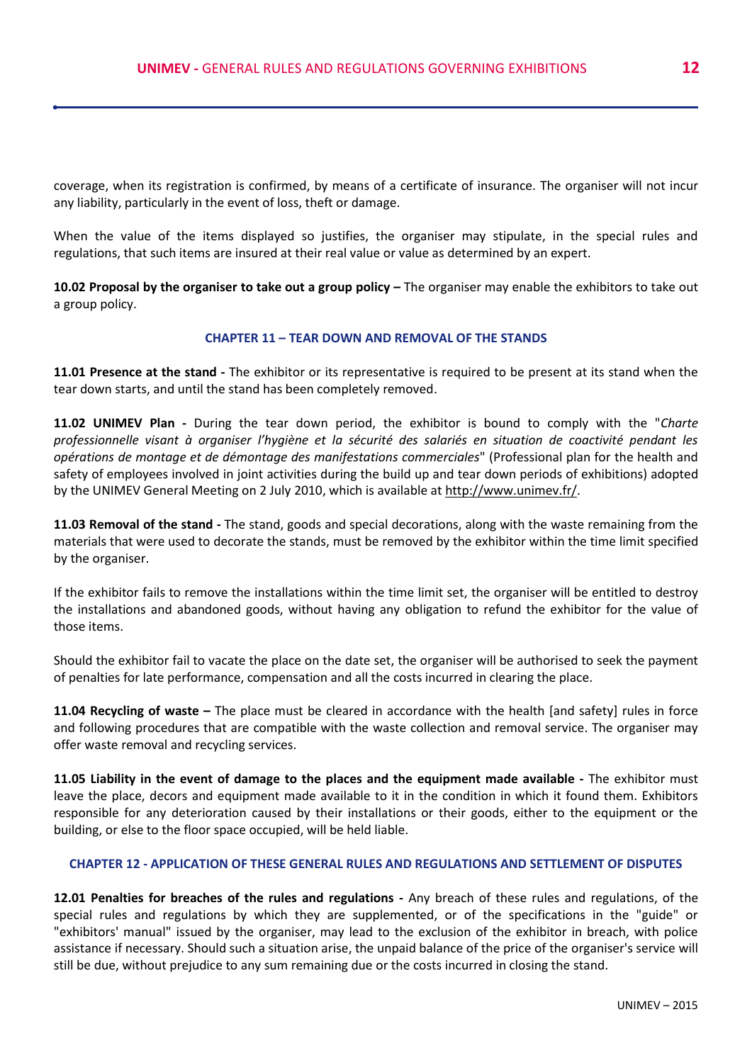coverage, when its registration is confirmed, by means of a certificate of insurance. The organiser will not incur any liability, particularly in the event of loss, theft or damage.

When the value of the items displayed so justifies, the organiser may stipulate, in the special rules and regulations, that such items are insured at their real value or value as determined by an expert.

**10.02 Proposal by the organiser to take out a group policy –** The organiser may enable the exhibitors to take out a group policy.

## CHAPTER 11 – TEAR DOWN AND REMOVAL OF THE STANDS

**11.01 Presence at the stand -** The exhibitor or its representative is required to be present at its stand when the tear down starts, and until the stand has been completely removed.

**11.02 UNIMEV Plan -** During the tear down period, the exhibitor is bound to comply with the "*Charte professionnelle visant à organiser l'hygiène et la sécurité des salariés en situation de coactivité pendant les opérations de montage et de démontage des manifestations commerciales*" (Professional plan for the health and safety of employees involved in joint activities during the build up and tear down periods of exhibitions) adopted by the UNIMEV General Meeting on 2 July 2010, which is available at http://www.unimev.fr/.

**11.03 Removal of the stand -** The stand, goods and special decorations, along with the waste remaining from the materials that were used to decorate the stands, must be removed by the exhibitor within the time limit specified by the organiser.

If the exhibitor fails to remove the installations within the time limit set, the organiser will be entitled to destroy the installations and abandoned goods, without having any obligation to refund the exhibitor for the value of those items.

Should the exhibitor fail to vacate the place on the date set, the organiser will be authorised to seek the payment of penalties for late performance, compensation and all the costs incurred in clearing the place.

**11.04 Recycling of waste –** The place must be cleared in accordance with the health [and safety] rules in force and following procedures that are compatible with the waste collection and removal service. The organiser may offer waste removal and recycling services.

**11.05 Liability in the event of damage to the places and the equipment made available -** The exhibitor must leave the place, decors and equipment made available to it in the condition in which it found them. Exhibitors responsible for any deterioration caused by their installations or their goods, either to the equipment or the building, or else to the floor space occupied, will be held liable.

## CHAPTER 12 - APPLICATION OF THESE GENERAL RULES AND REGULATIONS AND SETTLEMENT OF DISPUTES

**12.01 Penalties for breaches of the rules and regulations -** Any breach of these rules and regulations, of the special rules and regulations by which they are supplemented, or of the specifications in the "guide" or "exhibitors' manual" issued by the organiser, may lead to the exclusion of the exhibitor in breach, with police assistance if necessary. Should such a situation arise, the unpaid balance of the price of the organiser's service will still be due, without prejudice to any sum remaining due or the costs incurred in closing the stand.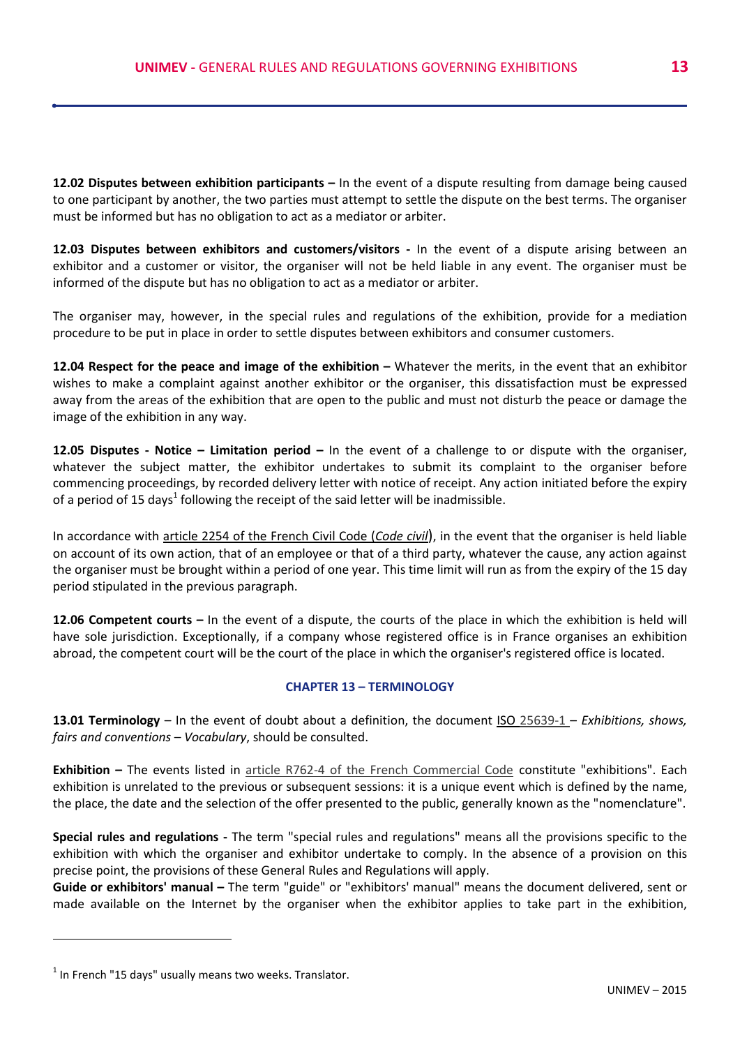**12.02 Disputes between exhibition participants –** In the event of a dispute resulting from damage being caused to one participant by another, the two parties must attempt to settle the dispute on the best terms. The organiser must be informed but has no obligation to act as a mediator or arbiter.

**12.03 Disputes between exhibitors and customers/visitors -** In the event of a dispute arising between an exhibitor and a customer or visitor, the organiser will not be held liable in any event. The organiser must be informed of the dispute but has no obligation to act as a mediator or arbiter.

The organiser may, however, in the special rules and regulations of the exhibition, provide for a mediation procedure to be put in place in order to settle disputes between exhibitors and consumer customers.

**12.04 Respect for the peace and image of the exhibition –** Whatever the merits, in the event that an exhibitor wishes to make a complaint against another exhibitor or the organiser, this dissatisfaction must be expressed away from the areas of the exhibition that are open to the public and must not disturb the peace or damage the image of the exhibition in any way.

**12.05 Disputes - Notice – Limitation period –** In the event of a challenge to or dispute with the organiser, whatever the subject matter, the exhibitor undertakes to submit its complaint to the organiser before commencing proceedings, by recorded delivery letter with notice of receipt. Any action initiated before the expiry of a period of 15 days[1] following the receipt of the said letter will be inadmissible.

In accordance with article 2254 of the French Civil Code (*Code civil*), in the event that the organiser is held liable on account of its own action, that of an employee or that of a third party, whatever the cause, any action against the organiser must be brought within a period of one year. This time limit will run as from the expiry of the 15 day period stipulated in the previous paragraph.

**12.06 Competent courts –** In the event of a dispute, the courts of the place in which the exhibition is held will have sole jurisdiction. Exceptionally, if a company whose registered office is in France organises an exhibition abroad, the competent court will be the court of the place in which the organiser's registered office is located.

## CHAPTER 13 – TERMINOLOGY

**13.01 Terminology** – In the event of doubt about a definition, the document ISO 25639-1 – *Exhibitions, shows, fairs and conventions – Vocabulary*, should be consulted.

**Exhibition –** The events listed in article R762-4 of the French Commercial Code constitute "exhibitions". Each exhibition is unrelated to the previous or subsequent sessions: it is a unique event which is defined by the name, the place, the date and the selection of the offer presented to the public, generally known as the "nomenclature".

**Special rules and regulations -** The term "special rules and regulations" means all the provisions specific to the exhibition with which the organiser and exhibitor undertake to comply. In the absence of a provision on this precise point, the provisions of these General Rules and Regulations will apply.

**Guide or exhibitors' manual –** The term "guide" or "exhibitors' manual" means the document delivered, sent or made available on the Internet by the organiser when the exhibitor applies to take part in the exhibition,

---

[1] In French "15 days" usually means two weeks. Translator.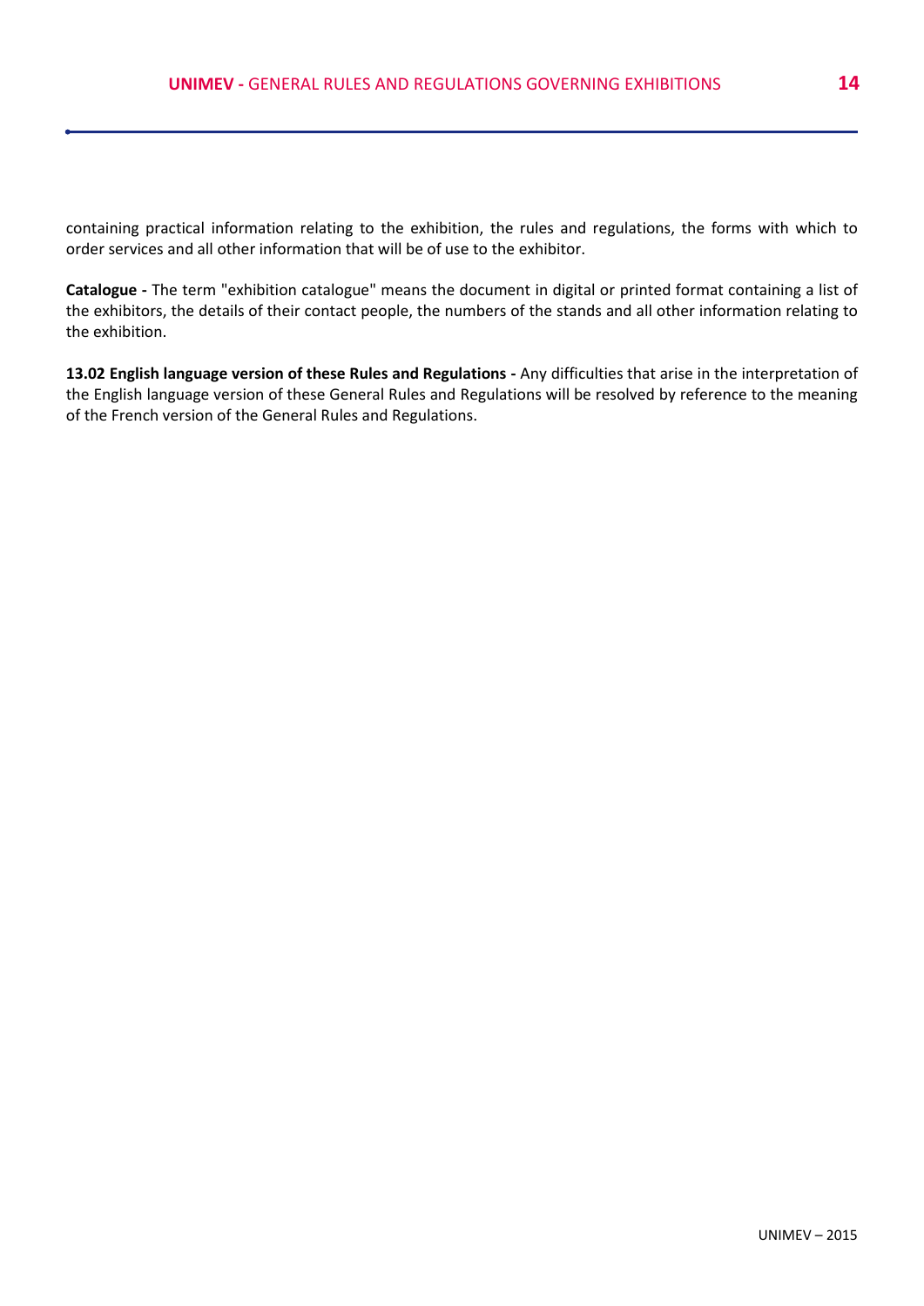containing practical information relating to the exhibition, the rules and regulations, the forms with which to order services and all other information that will be of use to the exhibitor.

**Catalogue -** The term "exhibition catalogue" means the document in digital or printed format containing a list of the exhibitors, the details of their contact people, the numbers of the stands and all other information relating to the exhibition.

**13.02 English language version of these Rules and Regulations -** Any difficulties that arise in the interpretation of the English language version of these General Rules and Regulations will be resolved by reference to the meaning of the French version of the General Rules and Regulations.